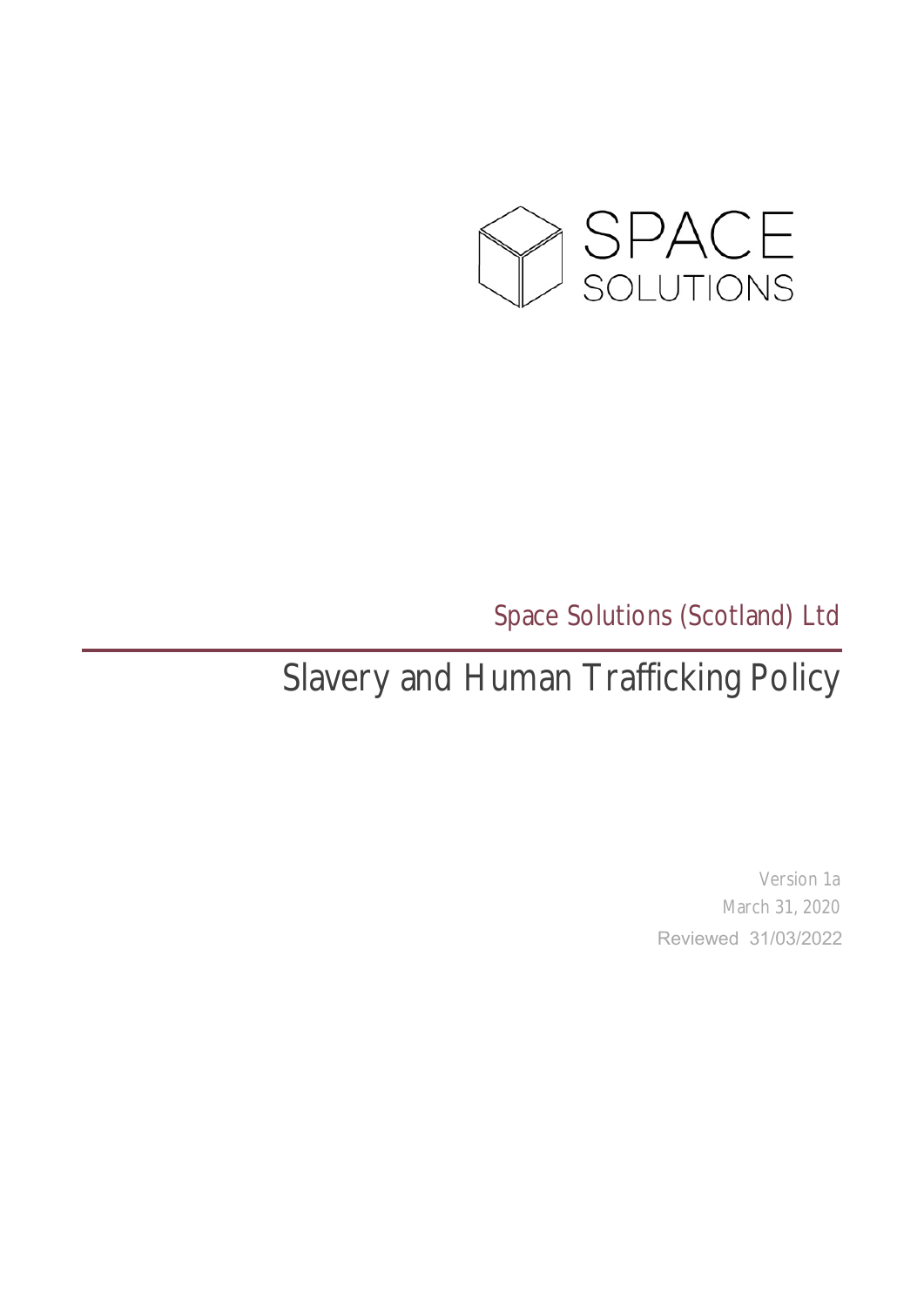SPACE
SOLUTIONS

Space Solutions (Scotland) Ltd

# Slavery and Human Trafficking Policy

Version 1a

March 31, 2020

Reviewed 31/03/2022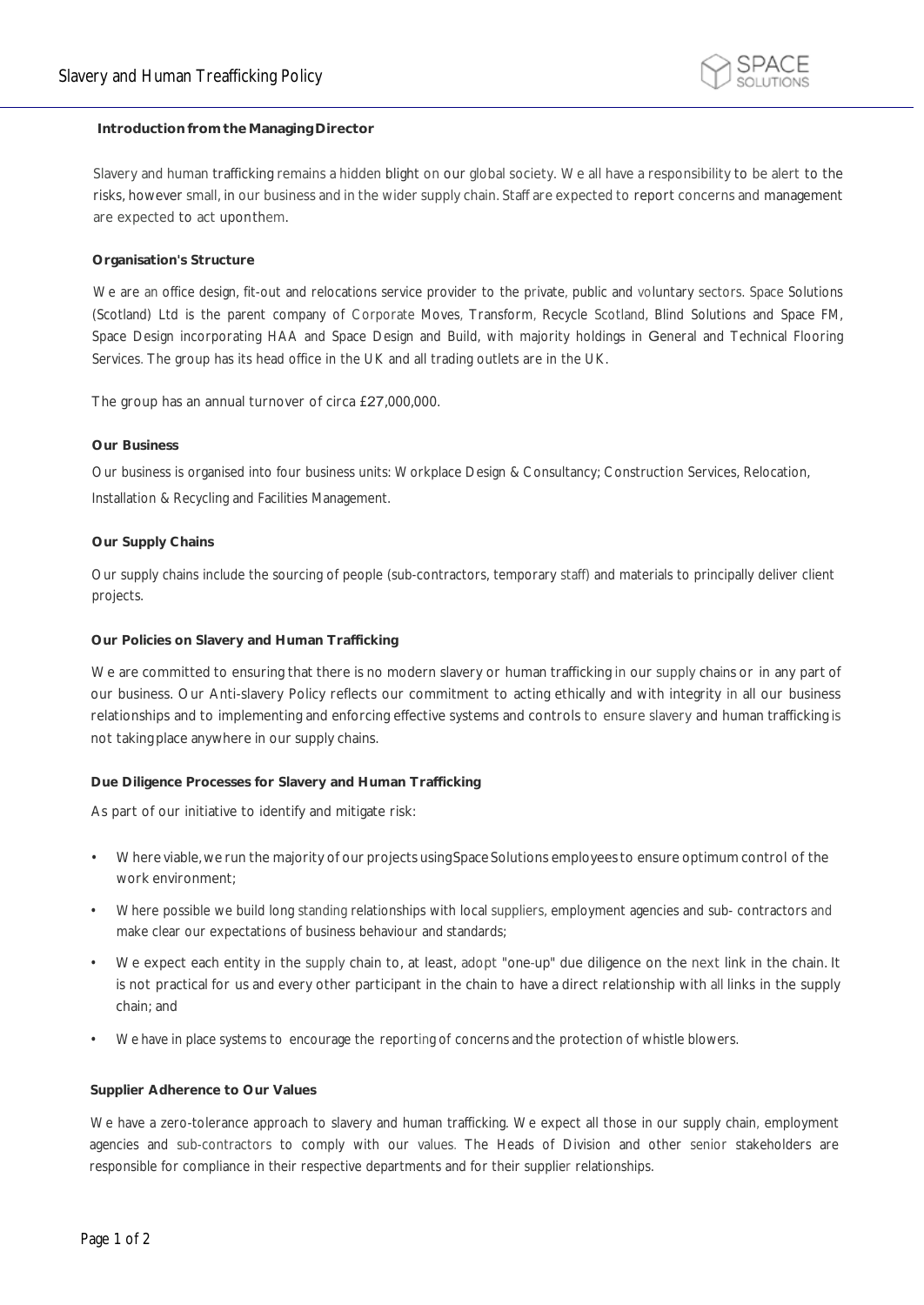## Introduction from the Managing Director

Slavery and human trafficking remains a hidden blight on our global society. We all have a responsibility to be alert to the risks, however small, in our business and in the wider supply chain. Staff are expected to report concerns and management are expected to act upon them.

### Organisation's Structure

We are an office design, fit-out and relocations service provider to the private, public and voluntary sectors. Space Solutions (Scotland) Ltd is the parent company of Corporate Moves, Transform, Recycle Scotland, Blind Solutions and Space FM, Space Design incorporating HAA and Space Design and Build, with majority holdings in General and Technical Flooring Services. The group has its head office in the UK and all trading outlets are in the UK.

The group has an annual turnover of circa £27,000,000.

### Our Business

Our business is organised into four business units: Workplace Design & Consultancy; Construction Services, Relocation, Installation & Recycling and Facilities Management.

### Our Supply Chains

Our supply chains include the sourcing of people (sub-contractors, temporary staff) and materials to principally deliver client projects.

### Our Policies on Slavery and Human Trafficking

We are committed to ensuring that there is no modern slavery or human trafficking in our supply chains or in any part of our business. Our Anti-slavery Policy reflects our commitment to acting ethically and with integrity in all our business relationships and to implementing and enforcing effective systems and controls to ensure slavery and human trafficking is not taking place anywhere in our supply chains.

### Due Diligence Processes for Slavery and Human Trafficking

As part of our initiative to identify and mitigate risk:

- Where viable, we run the majority of our projects using Space Solutions employees to ensure optimum control of the work environment;
- Where possible we build long standing relationships with local suppliers, employment agencies and sub- contractors and make clear our expectations of business behaviour and standards;
- We expect each entity in the supply chain to, at least, adopt "one-up" due diligence on the next link in the chain. It is not practical for us and every other participant in the chain to have a direct relationship with all links in the supply chain; and
- We have in place systems to encourage the reporting of concerns and the protection of whistle blowers.

### Supplier Adherence to Our Values

We have a zero-tolerance approach to slavery and human trafficking. We expect all those in our supply chain, employment agencies and sub-contractors to comply with our values. The Heads of Division and other senior stakeholders are responsible for compliance in their respective departments and for their supplier relationships.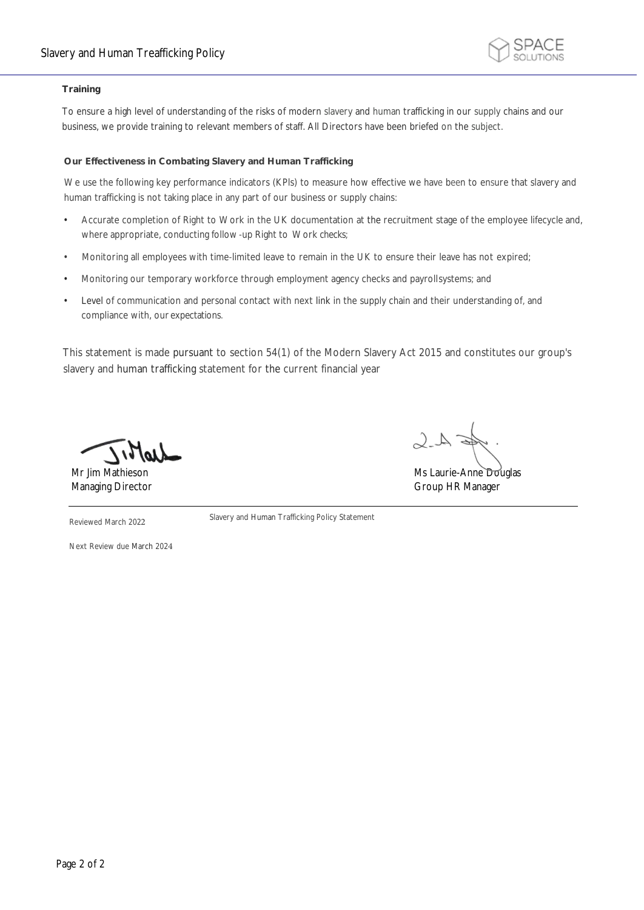**Training**

To ensure a high level of understanding of the risks of modern slavery and human trafficking in our supply chains and our business, we provide training to relevant members of staff. All Directors have been briefed on the subject.

**Our Effectiveness in Combating Slavery and Human Trafficking**

We use the following key performance indicators (KPIs) to measure how effective we have been to ensure that slavery and human trafficking is not taking place in any part of our business or supply chains:

- Accurate completion of Right to Work in the UK documentation at the recruitment stage of the employee lifecycle and, where appropriate, conducting follow-up Right to Work checks;
- Monitoring all employees with time-limited leave to remain in the UK to ensure their leave has not expired;
- Monitoring our temporary workforce through employment agency checks and payrollsystems; and
- Level of communication and personal contact with next link in the supply chain and their understanding of, and compliance with, our expectations.

This statement is made pursuant to section 54(1) of the Modern Slavery Act 2015 and constitutes our group's slavery and human trafficking statement for the current financial year

Mr Jim Mathieson
Managing Director

Ms Laurie-Anne Douglas
Group HR Manager

Reviewed March 2022

Slavery and Human Trafficking Policy Statement

Next Review due March 2024